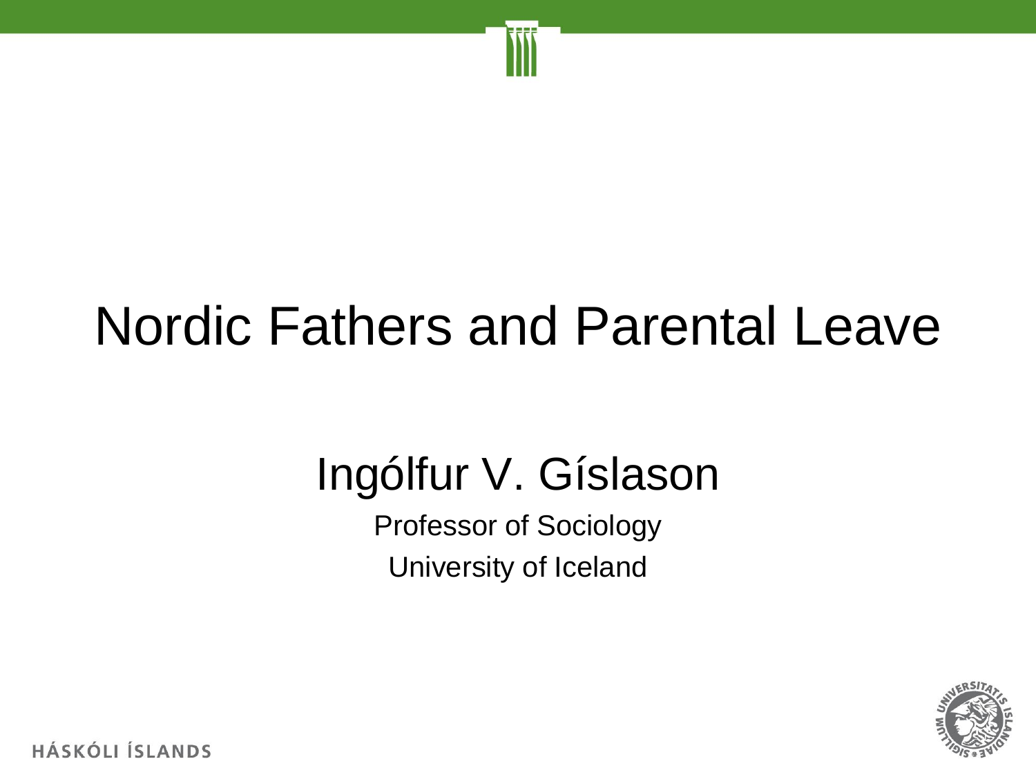# Nordic Fathers and Parental Leave

## Ingólfur V. Gíslason

Professor of Sociology

University of Iceland

HÁSKÓLI ÍSLANDS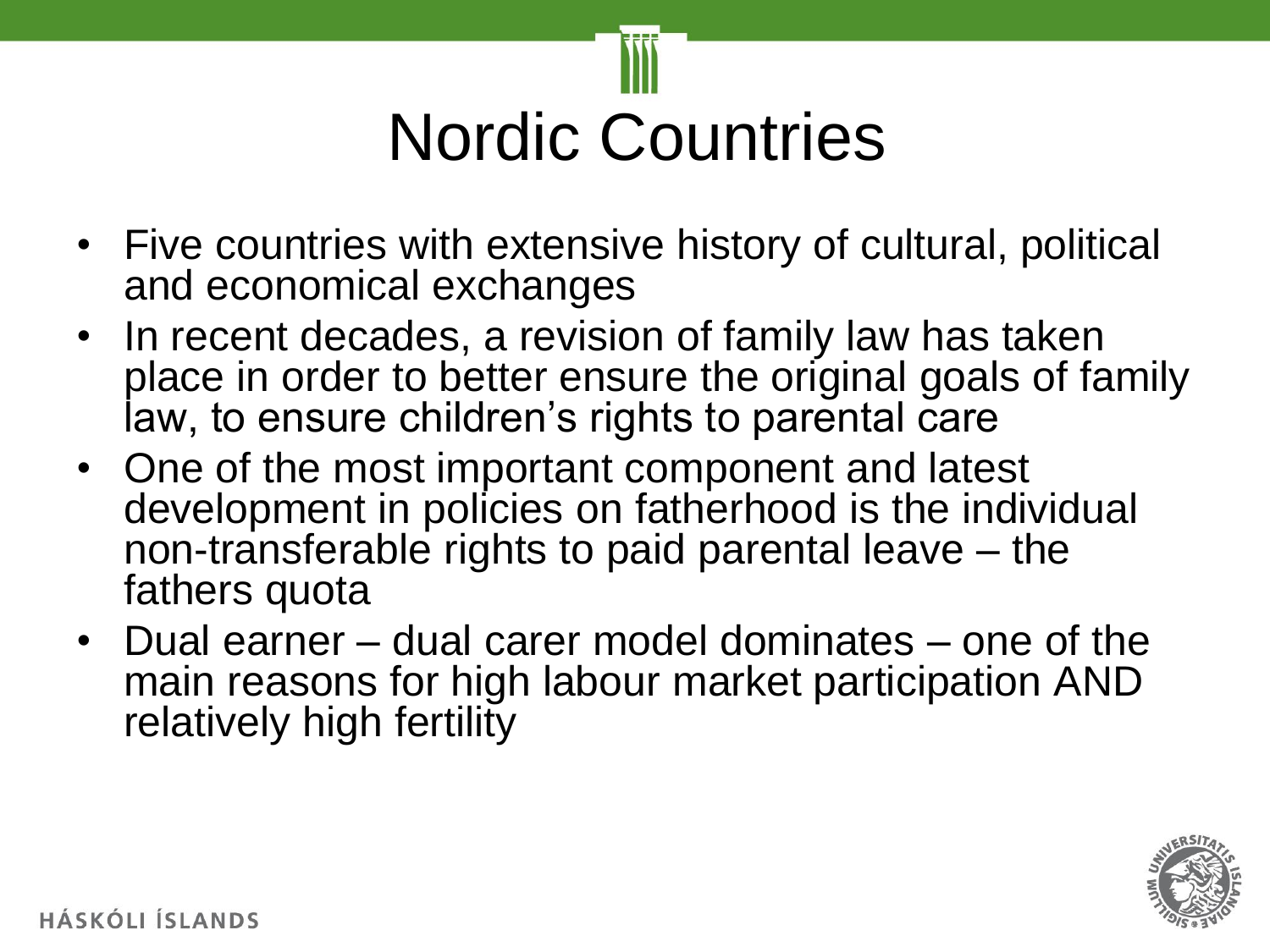# Nordic Countries

- Five countries with extensive history of cultural, political and economical exchanges
- In recent decades, a revision of family law has taken place in order to better ensure the original goals of family law, to ensure children's rights to parental care
- One of the most important component and latest development in policies on fatherhood is the individual non-transferable rights to paid parental leave – the fathers quota
- Dual earner – dual carer model dominates – one of the main reasons for high labour market participation AND relatively high fertility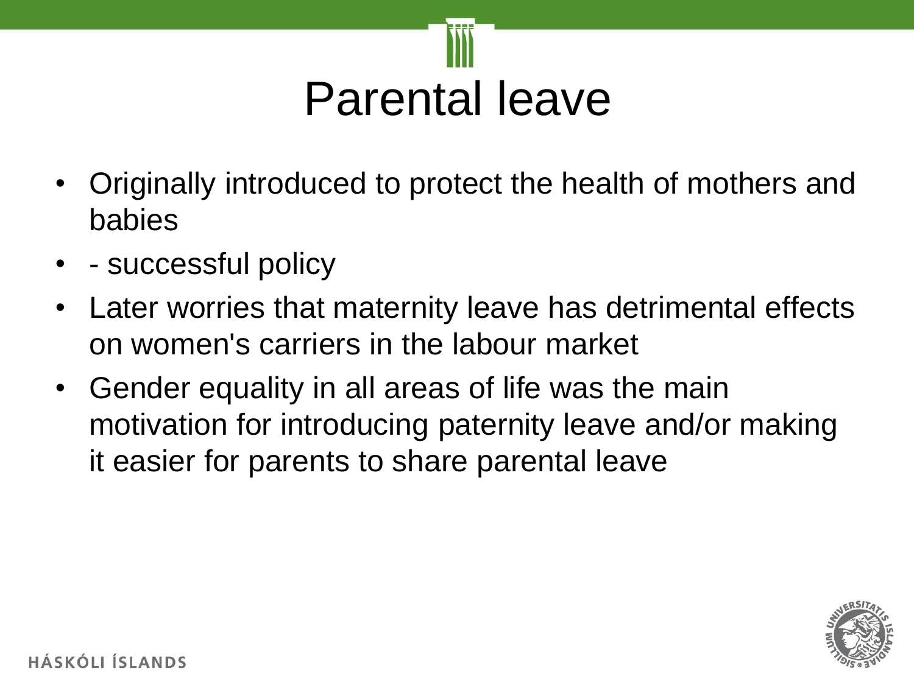# Parental leave

- Originally introduced to protect the health of mothers and babies
- - successful policy
- Later worries that maternity leave has detrimental effects on women's carriers in the labour market
- Gender equality in all areas of life was the main motivation for introducing paternity leave and/or making it easier for parents to share parental leave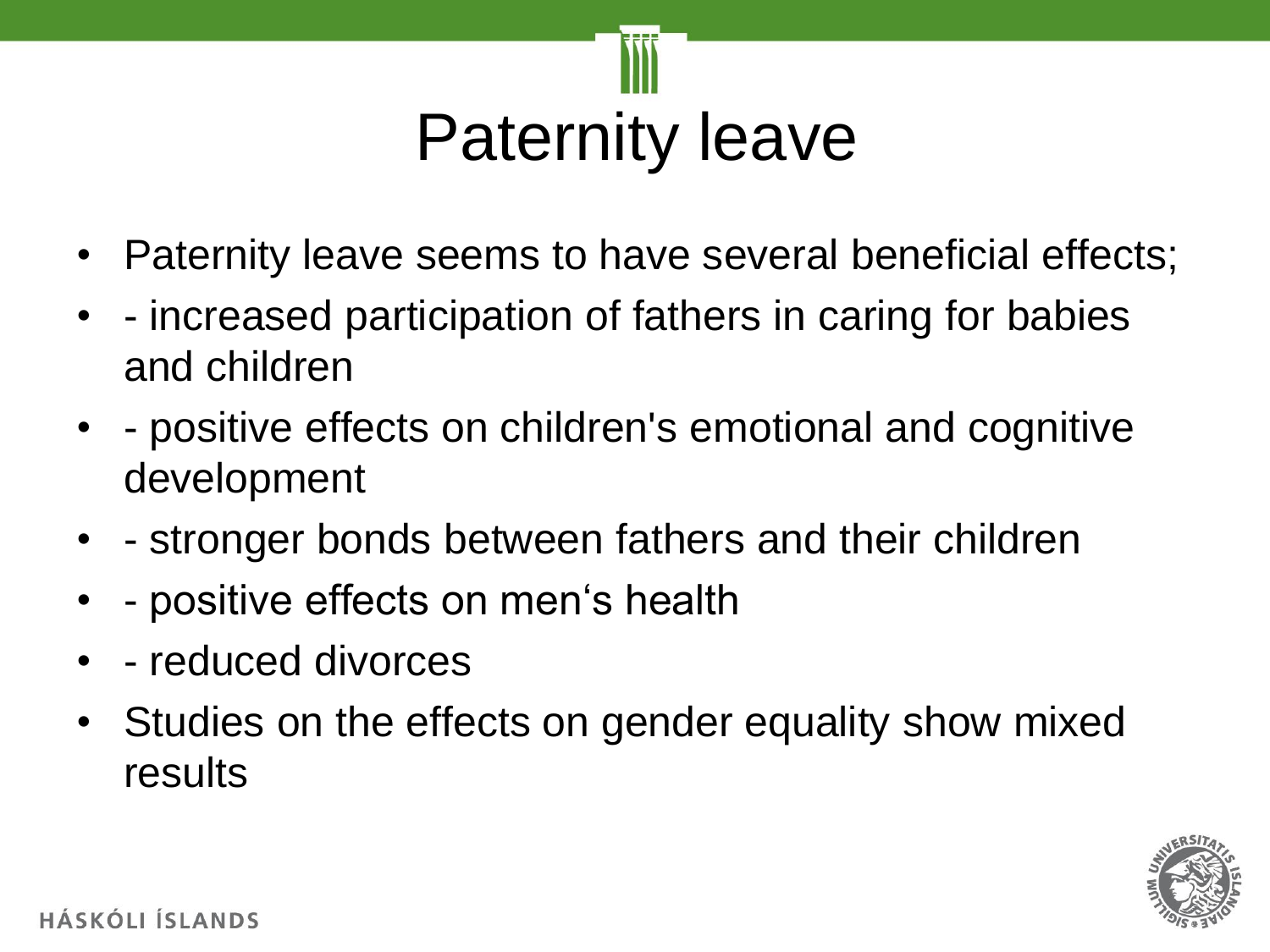# Paternity leave

- Paternity leave seems to have several beneficial effects;
- - increased participation of fathers in caring for babies and children
- - positive effects on children's emotional and cognitive development
- - stronger bonds between fathers and their children
- - positive effects on men‘s health
- - reduced divorces
- Studies on the effects on gender equality show mixed results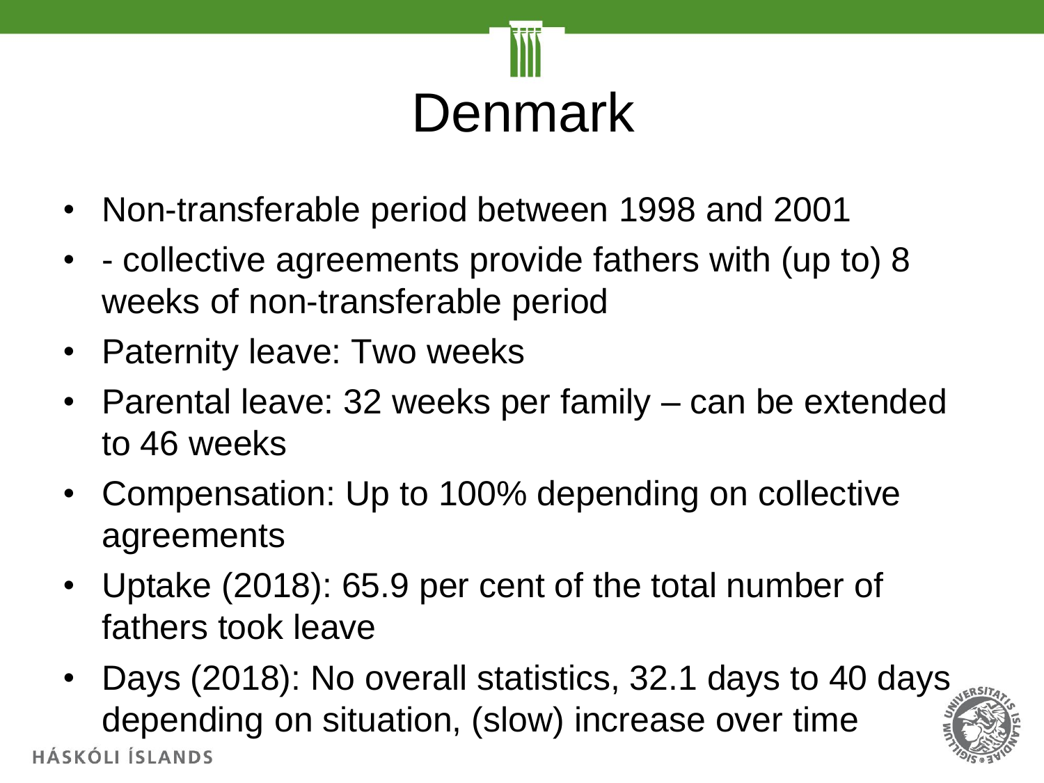# Denmark

- Non-transferable period between 1998 and 2001
- - collective agreements provide fathers with (up to) 8 weeks of non-transferable period
- Paternity leave: Two weeks
- Parental leave: 32 weeks per family – can be extended to 46 weeks
- Compensation: Up to 100% depending on collective agreements
- Uptake (2018): 65.9 per cent of the total number of fathers took leave
- Days (2018): No overall statistics, 32.1 days to 40 days depending on situation, (slow) increase over time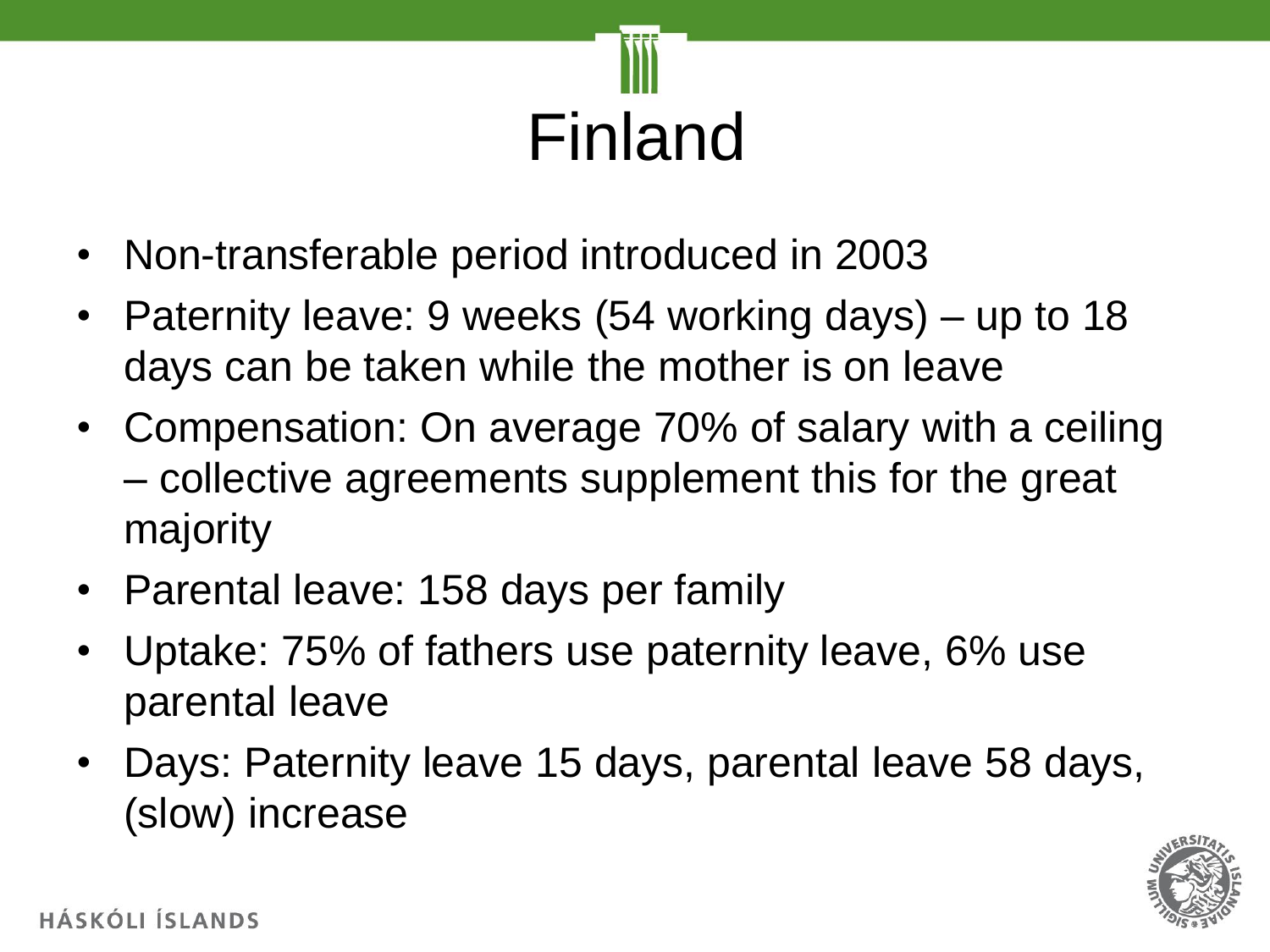# Finland

- Non-transferable period introduced in 2003
- Paternity leave: 9 weeks (54 working days) – up to 18 days can be taken while the mother is on leave
- Compensation: On average 70% of salary with a ceiling – collective agreements supplement this for the great majority
- Parental leave: 158 days per family
- Uptake: 75% of fathers use paternity leave, 6% use parental leave
- Days: Paternity leave 15 days, parental leave 58 days, (slow) increase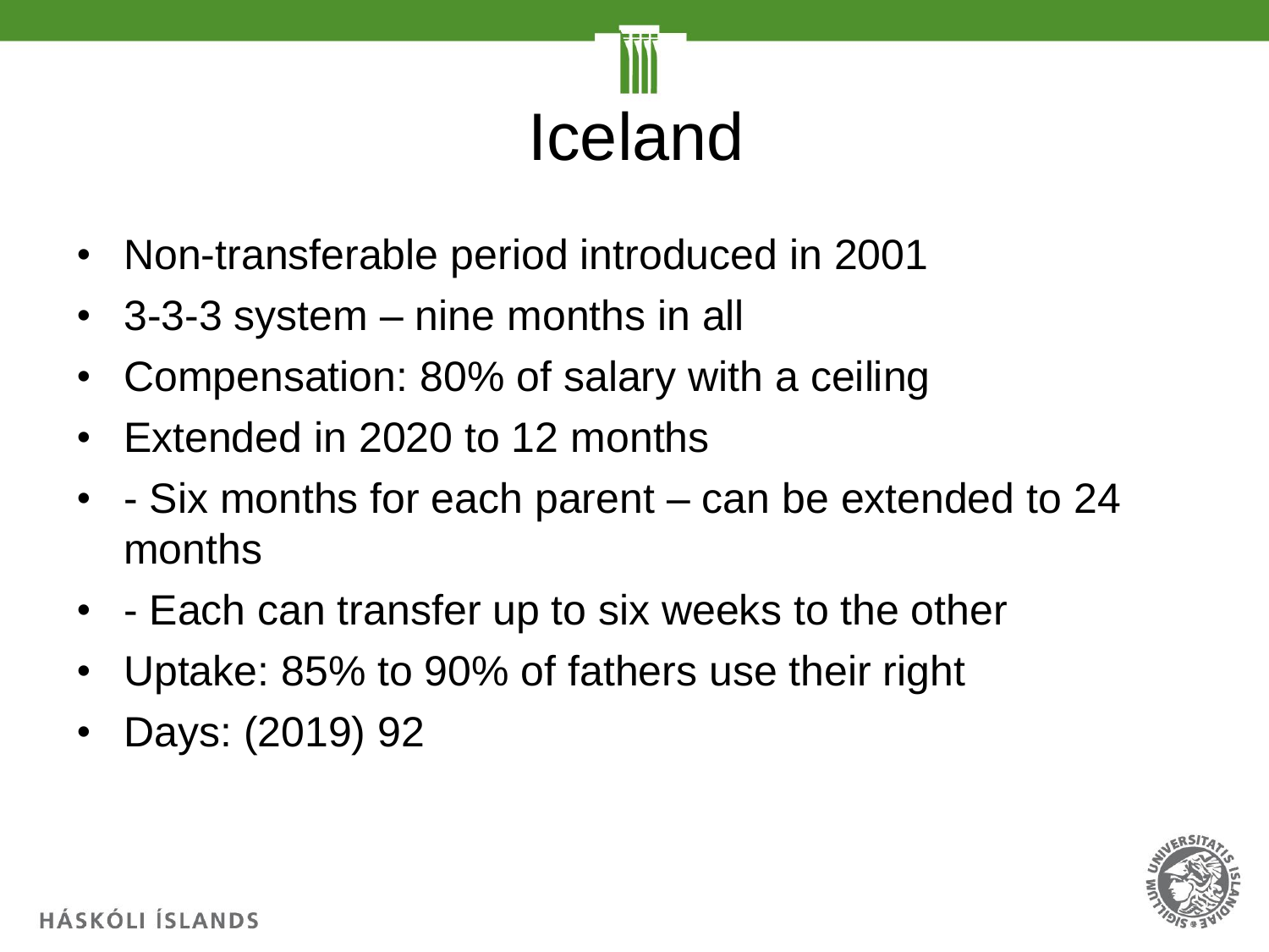# Iceland

- Non-transferable period introduced in 2001
- 3-3-3 system – nine months in all
- Compensation: 80% of salary with a ceiling
- Extended in 2020 to 12 months
- - Six months for each parent – can be extended to 24 months
- - Each can transfer up to six weeks to the other
- Uptake: 85% to 90% of fathers use their right
- Days: (2019) 92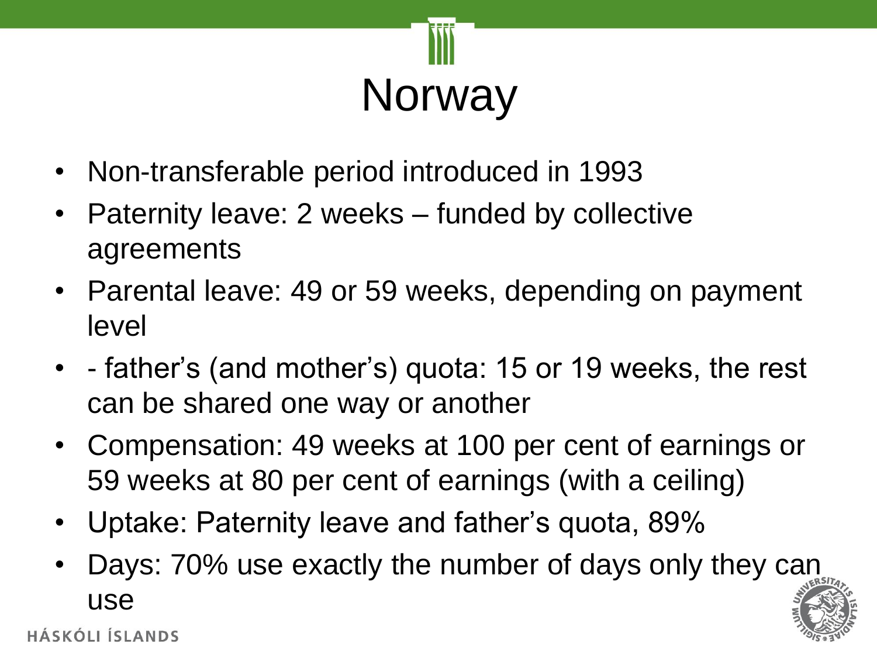# Norway

- Non-transferable period introduced in 1993
- Paternity leave: 2 weeks – funded by collective agreements
- Parental leave: 49 or 59 weeks, depending on payment level
- - father's (and mother's) quota: 15 or 19 weeks, the rest can be shared one way or another
- Compensation: 49 weeks at 100 per cent of earnings or 59 weeks at 80 per cent of earnings (with a ceiling)
- Uptake: Paternity leave and father's quota, 89%
- Days: 70% use exactly the number of days only they can use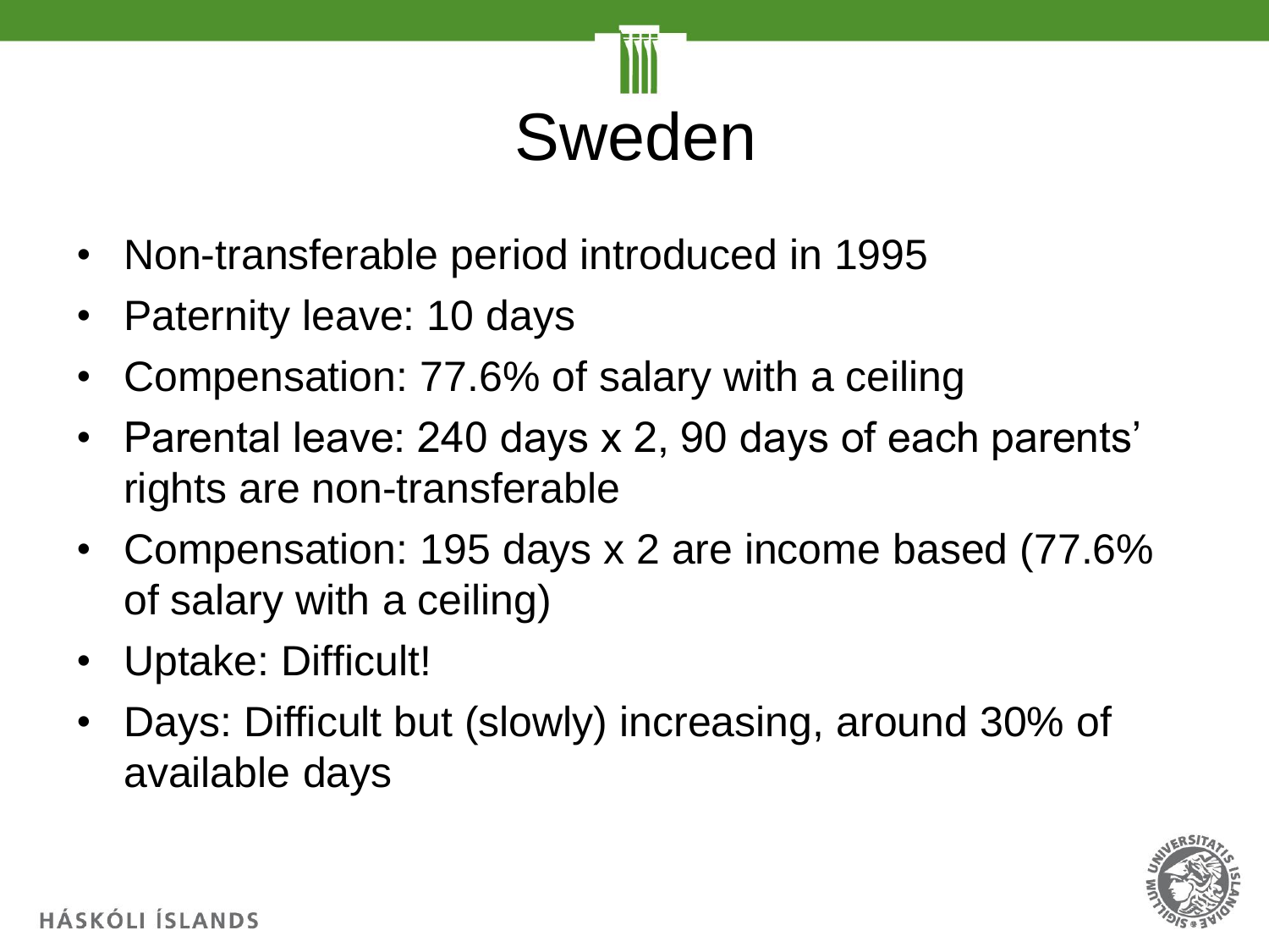# Sweden

- Non-transferable period introduced in 1995
- Paternity leave: 10 days
- Compensation: 77.6% of salary with a ceiling
- Parental leave: 240 days x 2, 90 days of each parents' rights are non-transferable
- Compensation: 195 days x 2 are income based (77.6% of salary with a ceiling)
- Uptake: Difficult!
- Days: Difficult but (slowly) increasing, around 30% of available days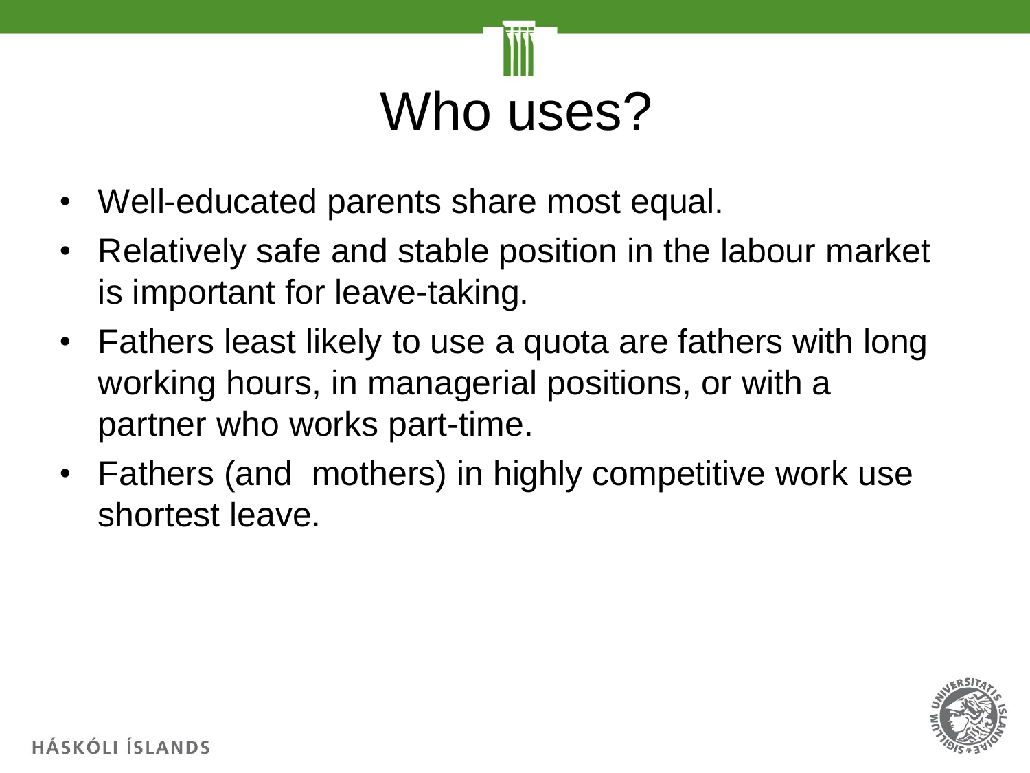# Who uses?

- Well-educated parents share most equal.
- Relatively safe and stable position in the labour market is important for leave-taking.
- Fathers least likely to use a quota are fathers with long working hours, in managerial positions, or with a partner who works part-time.
- Fathers (and mothers) in highly competitive work use shortest leave.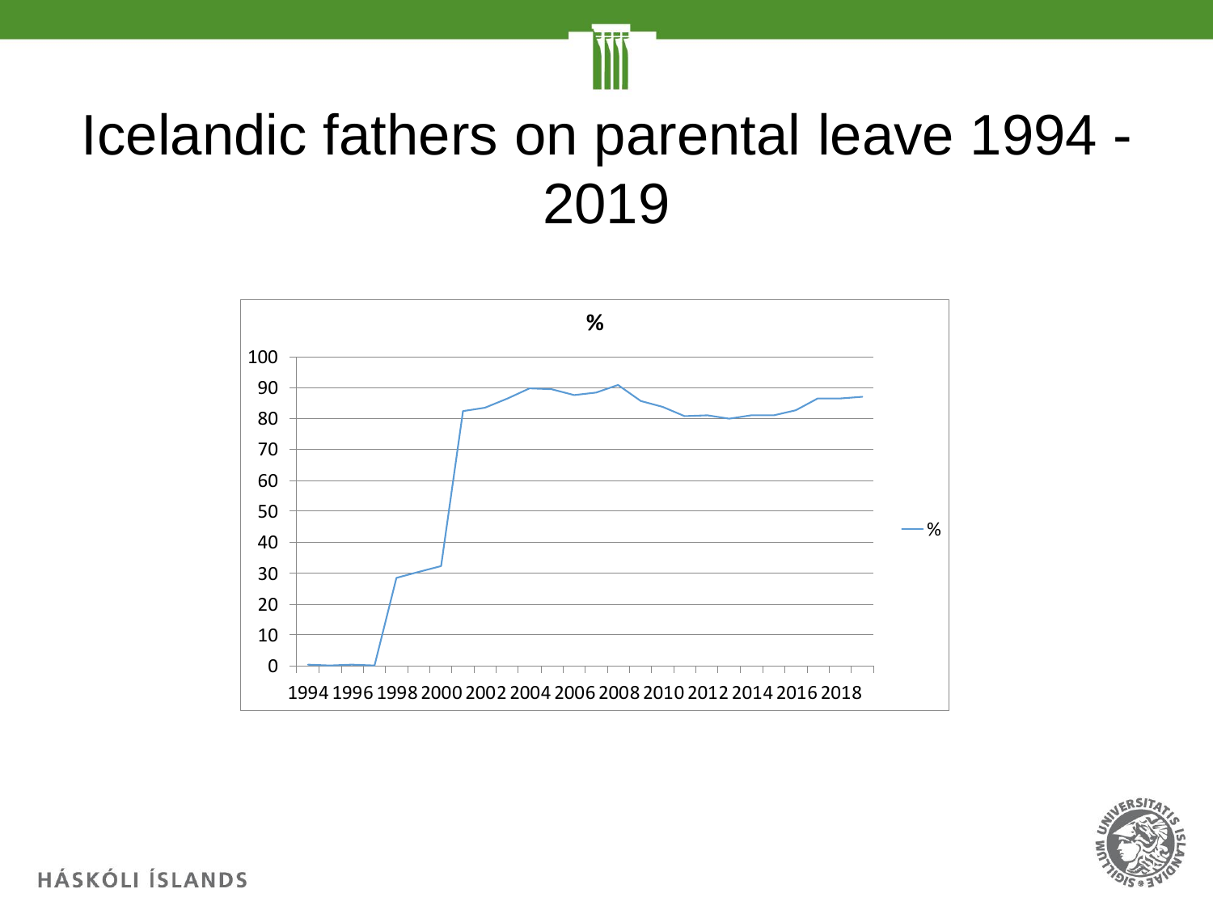# Icelandic fathers on parental leave 1994 - 2019

%

| 100 |
|---|
| 90 |
| 80 |
| 70 |
| 60 |
| 50 |
| 40 |
| 30 |
| 20 |
| 10 |
| 0 |

1994 1996 1998 2000 2002 2004 2006 2008 2010 2012 2014 2016 2018

— %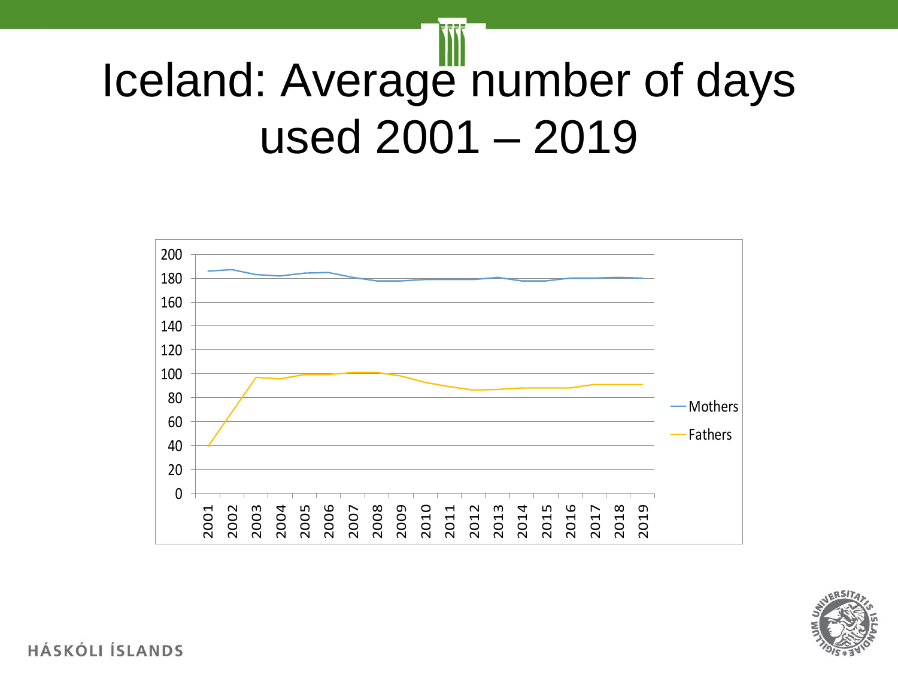# Iceland: Average number of days used 2001 – 2019

- Mothers
- Fathers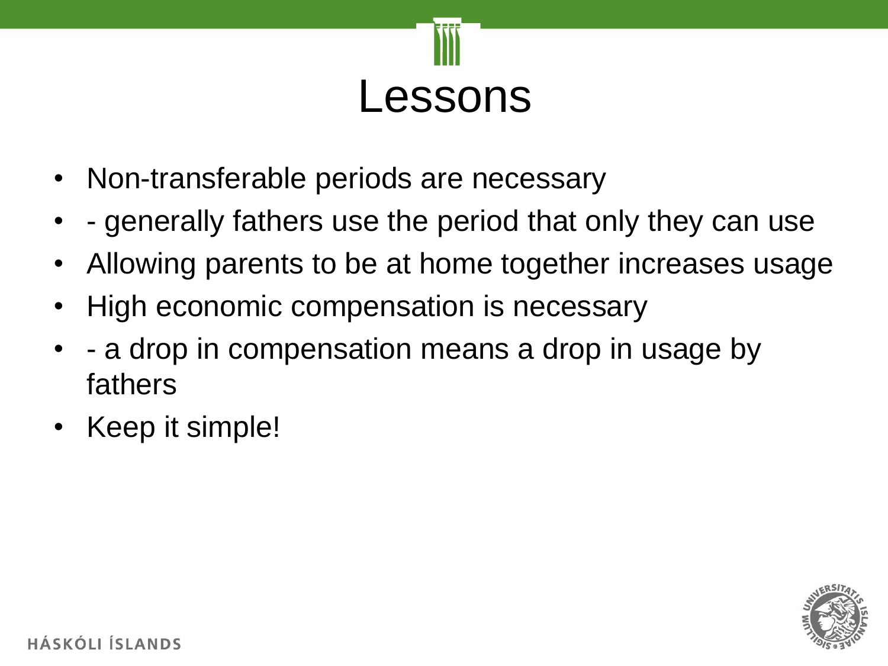# Lessons

- Non-transferable periods are necessary
- - generally fathers use the period that only they can use
- Allowing parents to be at home together increases usage
- High economic compensation is necessary
- - a drop in compensation means a drop in usage by fathers
- Keep it simple!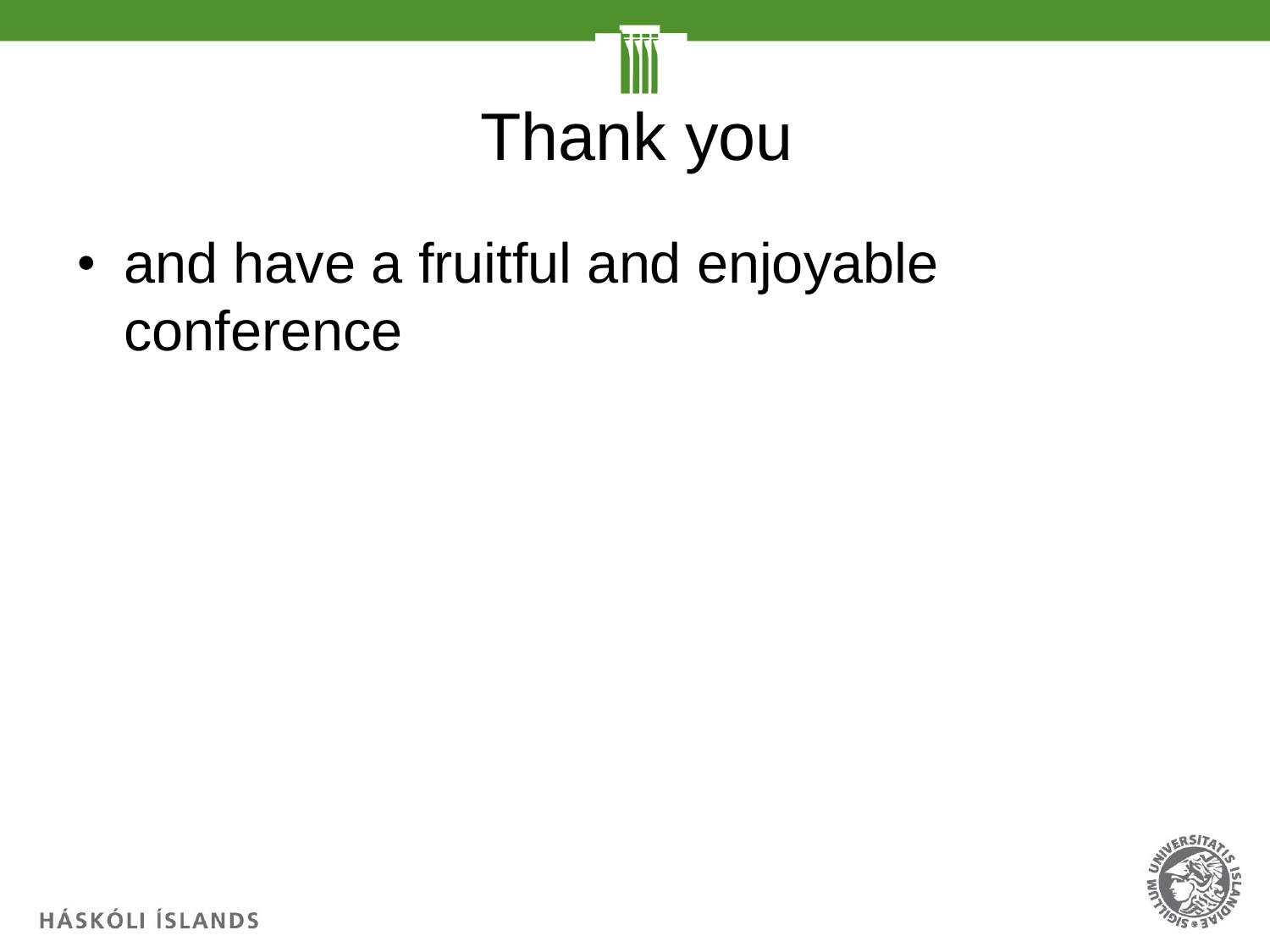# Thank you

- and have a fruitful and enjoyable conference